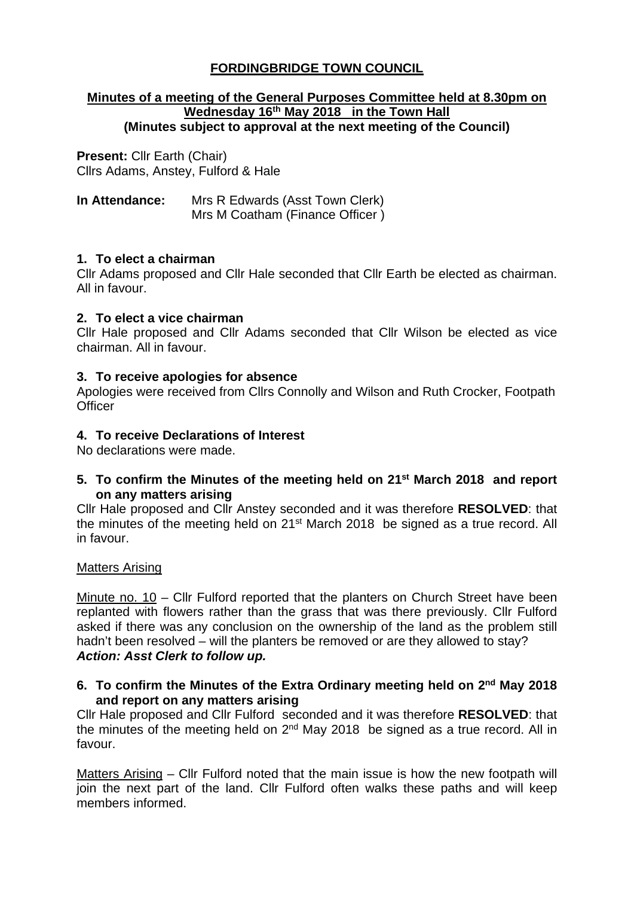# FORDINGBRIDGE TOWN COUNCIL

## Minutes of a meeting of the General Purposes Committee held at 8.30pm on Wednesday 16th May 2018 in the Town Hall

**(Minutes subject to approval at the next meeting of the Council)**

**Present:** Cllr Earth (Chair)
Cllrs Adams, Anstey, Fulford & Hale

**In Attendance:** Mrs R Edwards (Asst Town Clerk)
Mrs M Coatham (Finance Officer )

### 1. To elect a chairman

Cllr Adams proposed and Cllr Hale seconded that Cllr Earth be elected as chairman. All in favour.

### 2. To elect a vice chairman

Cllr Hale proposed and Cllr Adams seconded that Cllr Wilson be elected as vice chairman. All in favour.

### 3. To receive apologies for absence

Apologies were received from Cllrs Connolly and Wilson and Ruth Crocker, Footpath Officer

### 4. To receive Declarations of Interest

No declarations were made.

### 5. To confirm the Minutes of the meeting held on 21st March 2018 and report on any matters arising

Cllr Hale proposed and Cllr Anstey seconded and it was therefore **RESOLVED**: that the minutes of the meeting held on 21st March 2018 be signed as a true record. All in favour.

Matters Arising

Minute no. 10 – Cllr Fulford reported that the planters on Church Street have been replanted with flowers rather than the grass that was there previously. Cllr Fulford asked if there was any conclusion on the ownership of the land as the problem still hadn't been resolved – will the planters be removed or are they allowed to stay?
***Action: Asst Clerk to follow up.***

### 6. To confirm the Minutes of the Extra Ordinary meeting held on 2nd May 2018 and report on any matters arising

Cllr Hale proposed and Cllr Fulford seconded and it was therefore **RESOLVED**: that the minutes of the meeting held on 2nd May 2018 be signed as a true record. All in favour.

Matters Arising – Cllr Fulford noted that the main issue is how the new footpath will join the next part of the land. Cllr Fulford often walks these paths and will keep members informed.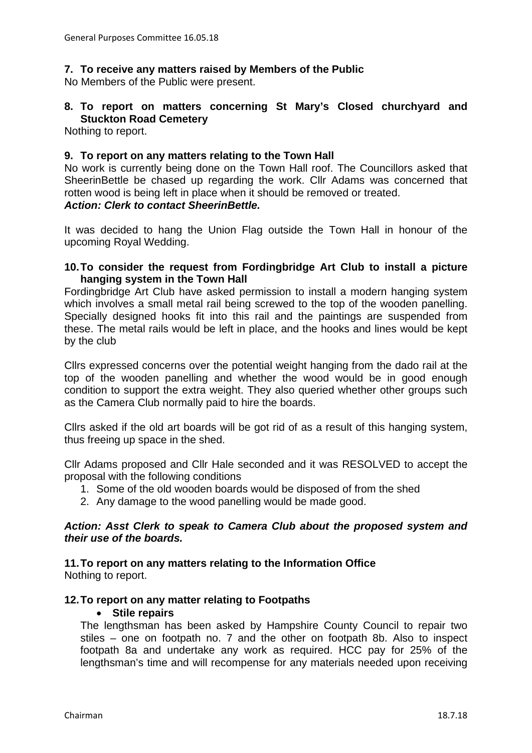**7. To receive any matters raised by Members of the Public**

No Members of the Public were present.

**8. To report on matters concerning St Mary's Closed churchyard and Stuckton Road Cemetery**

Nothing to report.

**9. To report on any matters relating to the Town Hall**

No work is currently being done on the Town Hall roof. The Councillors asked that SheerinBettle be chased up regarding the work. Cllr Adams was concerned that rotten wood is being left in place when it should be removed or treated.

***Action: Clerk to contact SheerinBettle.***

It was decided to hang the Union Flag outside the Town Hall in honour of the upcoming Royal Wedding.

**10. To consider the request from Fordingbridge Art Club to install a picture hanging system in the Town Hall**

Fordingbridge Art Club have asked permission to install a modern hanging system which involves a small metal rail being screwed to the top of the wooden panelling. Specially designed hooks fit into this rail and the paintings are suspended from these. The metal rails would be left in place, and the hooks and lines would be kept by the club

Cllrs expressed concerns over the potential weight hanging from the dado rail at the top of the wooden panelling and whether the wood would be in good enough condition to support the extra weight. They also queried whether other groups such as the Camera Club normally paid to hire the boards.

Cllrs asked if the old art boards will be got rid of as a result of this hanging system, thus freeing up space in the shed.

Cllr Adams proposed and Cllr Hale seconded and it was RESOLVED to accept the proposal with the following conditions

1. Some of the old wooden boards would be disposed of from the shed
2. Any damage to the wood panelling would be made good.

***Action: Asst Clerk to speak to Camera Club about the proposed system and their use of the boards.***

**11. To report on any matters relating to the Information Office**

Nothing to report.

**12. To report on any matter relating to Footpaths**

- **Stile repairs**

The lengthsman has been asked by Hampshire County Council to repair two stiles – one on footpath no. 7 and the other on footpath 8b. Also to inspect footpath 8a and undertake any work as required. HCC pay for 25% of the lengthsman's time and will recompense for any materials needed upon receiving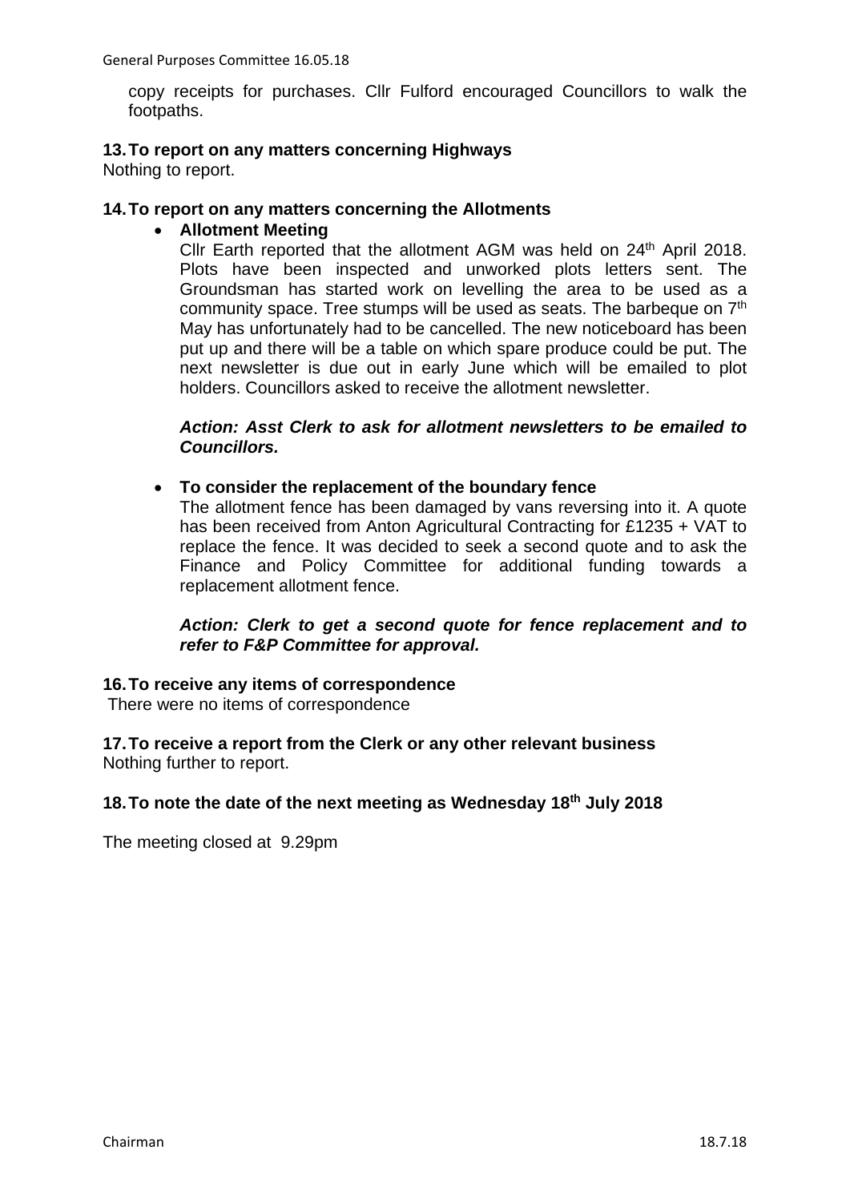copy receipts for purchases. Cllr Fulford encouraged Councillors to walk the footpaths.

**13. To report on any matters concerning Highways**

Nothing to report.

**14. To report on any matters concerning the Allotments**

- **Allotment Meeting**

  Cllr Earth reported that the allotment AGM was held on 24th April 2018. Plots have been inspected and unworked plots letters sent. The Groundsman has started work on levelling the area to be used as a community space. Tree stumps will be used as seats. The barbeque on 7th May has unfortunately had to be cancelled. The new noticeboard has been put up and there will be a table on which spare produce could be put. The next newsletter is due out in early June which will be emailed to plot holders. Councillors asked to receive the allotment newsletter.

  ***Action: Asst Clerk to ask for allotment newsletters to be emailed to Councillors.***

- **To consider the replacement of the boundary fence**

  The allotment fence has been damaged by vans reversing into it. A quote has been received from Anton Agricultural Contracting for £1235 + VAT to replace the fence. It was decided to seek a second quote and to ask the Finance and Policy Committee for additional funding towards a replacement allotment fence.

  ***Action: Clerk to get a second quote for fence replacement and to refer to F&P Committee for approval.***

**16. To receive any items of correspondence**

There were no items of correspondence

**17. To receive a report from the Clerk or any other relevant business**

Nothing further to report.

**18. To note the date of the next meeting as Wednesday 18th July 2018**

The meeting closed at 9.29pm

Chairman 18.7.18